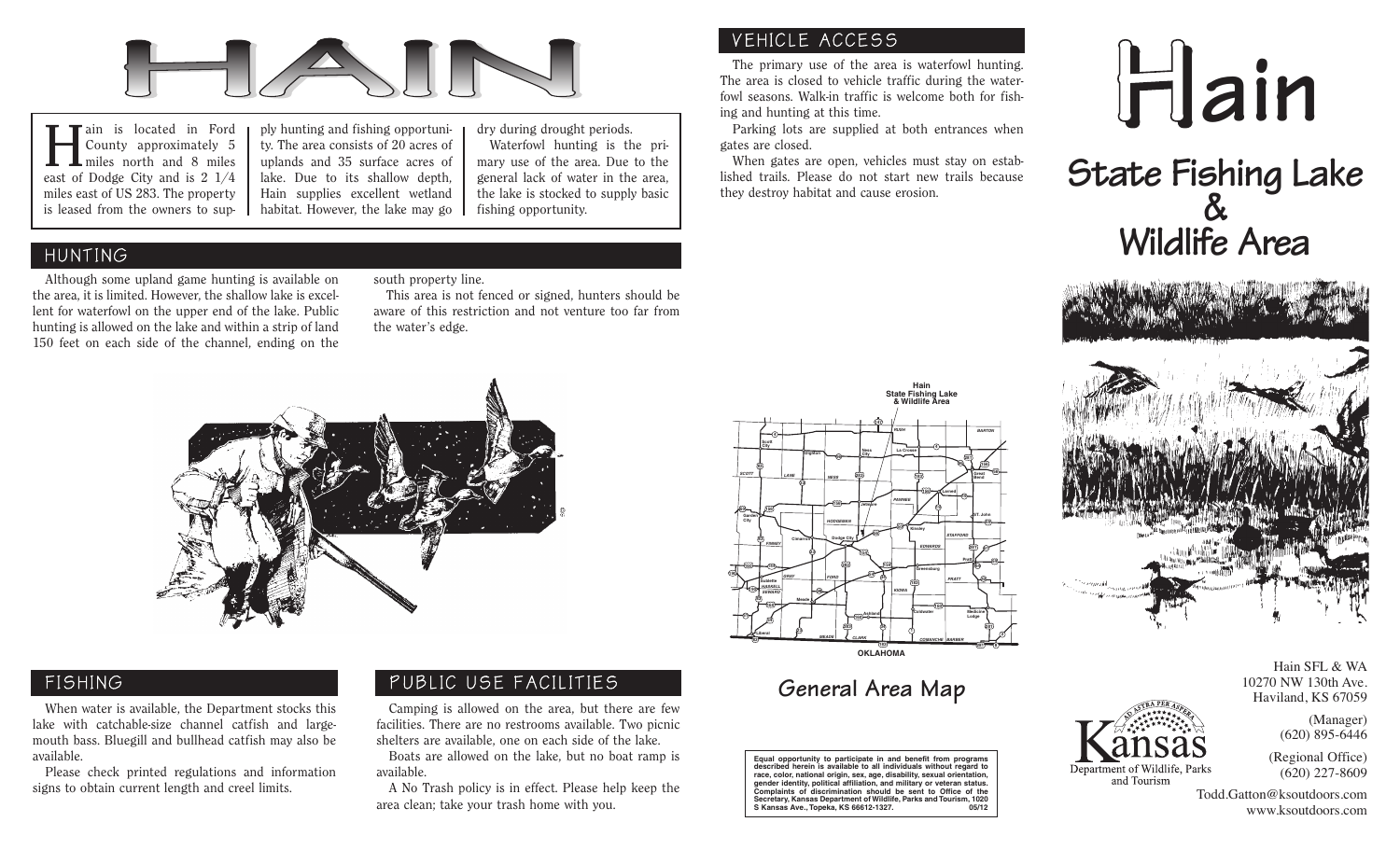# HAIN

Hain is located in Ford County approximately 5 miles north and 8 miles east of Dodge City and is 2 1/4 miles east of US 283. The property is leased from the owners to supply hunting and fishing opportunity. The area consists of 20 acres of uplands and 35 surface acres of lake. Due to its shallow depth, Hain supplies excellent wetland habitat. However, the lake may go dry during drought periods.

Waterfowl hunting is the primary use of the area. Due to the general lack of water in the area, the lake is stocked to supply basic fishing opportunity.

## HUNTING

Although some upland game hunting is available on the area, it is limited. However, the shallow lake is excellent for waterfowl on the upper end of the lake. Public hunting is allowed on the lake and within a strip of land 150 feet on each side of the channel, ending on the south property line.

This area is not fenced or signed, hunters should be aware of this restriction and not venture too far from the water's edge.

## FISHING

When water is available, the Department stocks this lake with catchable-size channel catfish and largemouth bass. Bluegill and bullhead catfish may also be available.

Please check printed regulations and information signs to obtain current length and creel limits.

## PUBLIC USE FACILITIES

Camping is allowed on the area, but there are few facilities. There are no restrooms available. Two picnic shelters are available, one on each side of the lake.

Boats are allowed on the lake, but no boat ramp is available.

A No Trash policy is in effect. Please help keep the area clean; take your trash home with you.

## VEHICLE ACCESS

The primary use of the area is waterfowl hunting. The area is closed to vehicle traffic during the waterfowl seasons. Walk-in traffic is welcome both for fishing and hunting at this time.

Parking lots are supplied at both entrances when gates are closed.

When gates are open, vehicles must stay on established trails. Please do not start new trails because they destroy habitat and cause erosion.

## General Area Map

Equal opportunity to participate in and benefit from programs described herein is available to all individuals without regard to race, color, national origin, sex, age, disability, sexual orientation, gender identity, political affiliation, and military or veteran status. Complaints of discrimination should be sent to Office of the Secretary, Kansas Department of Wildlife, Parks and Tourism, 1020 S Kansas Ave., Topeka, KS 66612-1327. 05/12

# Hain

## State Fishing Lake & Wildlife Area

Hain SFL & WA
10270 NW 130th Ave.
Haviland, KS 67059

(Manager)
(620) 895-6446

(Regional Office)
(620) 227-8609

Todd.Gatton@ksoutdoors.com
www.ksoutdoors.com

Kansas Department of Wildlife, Parks and Tourism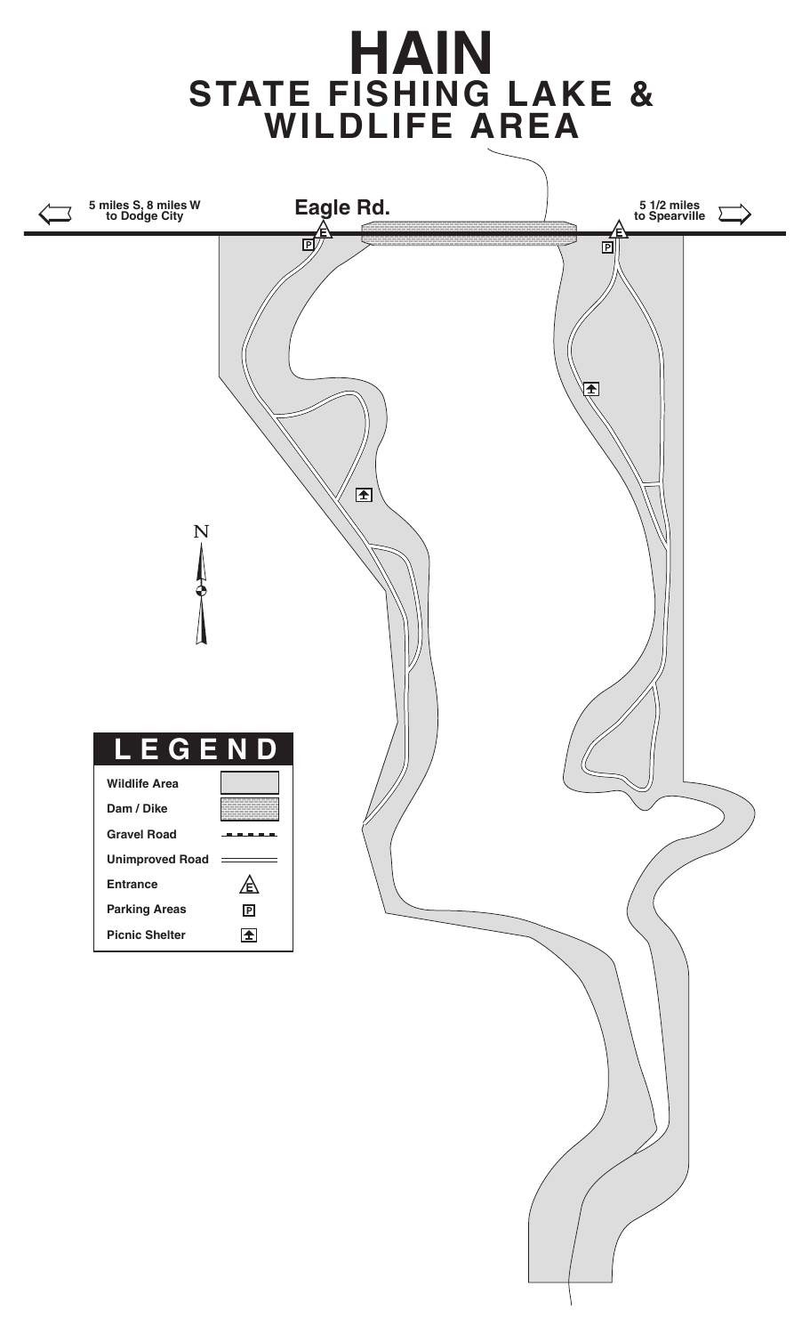# HAIN
## STATE FISHING LAKE & WILDLIFE AREA

5 miles S, 8 miles W to Dodge City

Eagle Rd.

5 1/2 miles to Spearville

N

## LEGEND

| | |
|---|---|
| Wildlife Area | |
| Dam / Dike | |
| Gravel Road | |
| Unimproved Road | |
| Entrance | E |
| Parking Areas | P |
| Picnic Shelter | |